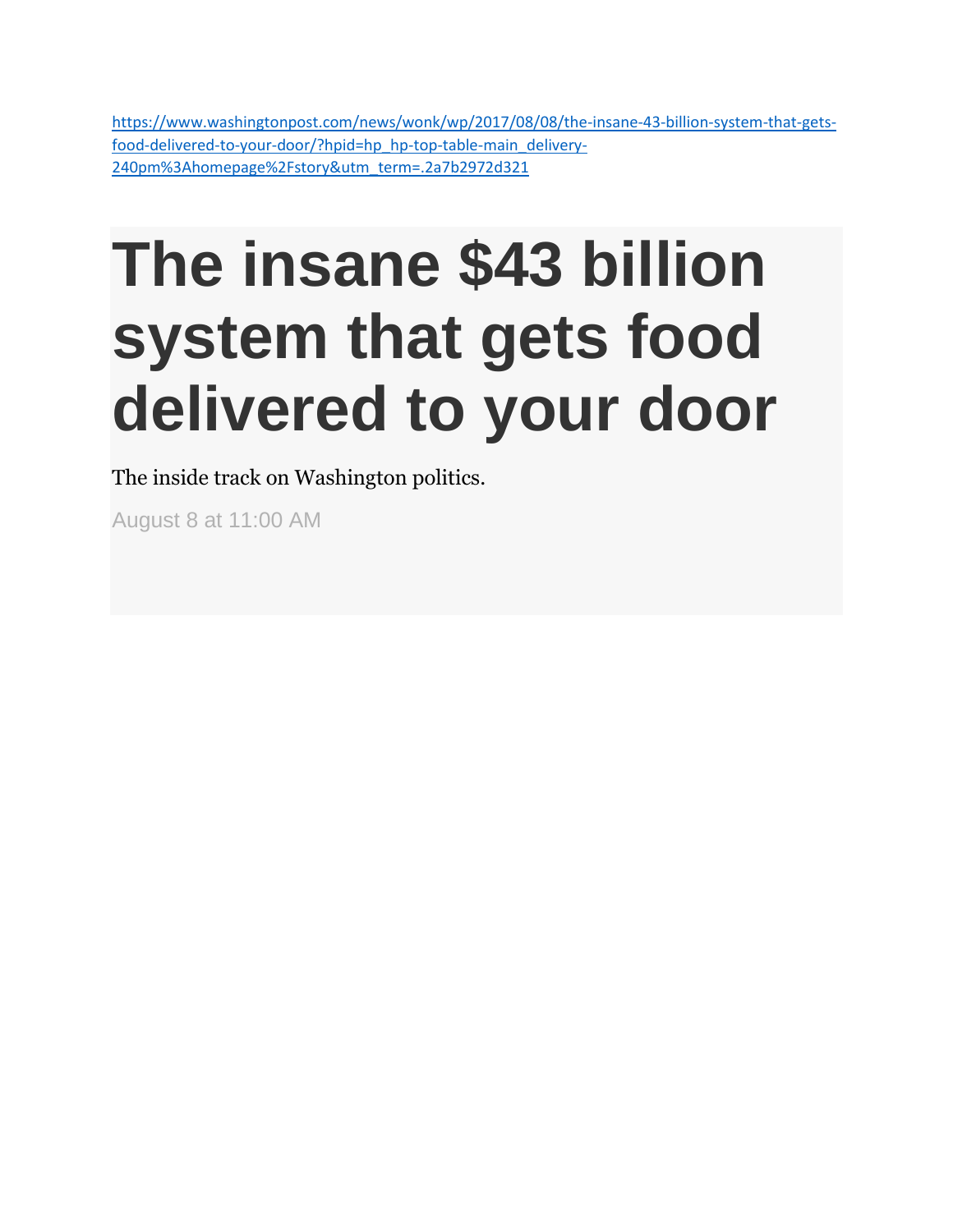https://www.washingtonpost.com/news/wonk/wp/2017/08/08/the-insane-43-billion-system-that-gets-food-delivered-to-your-door/?hpid=hp_hp-top-table-main_delivery-240pm%3Ahomepage%2Fstory&utm_term=.2a7b2972d321

# The insane $43 billion system that gets food delivered to your door

The inside track on Washington politics.

August 8 at 11:00 AM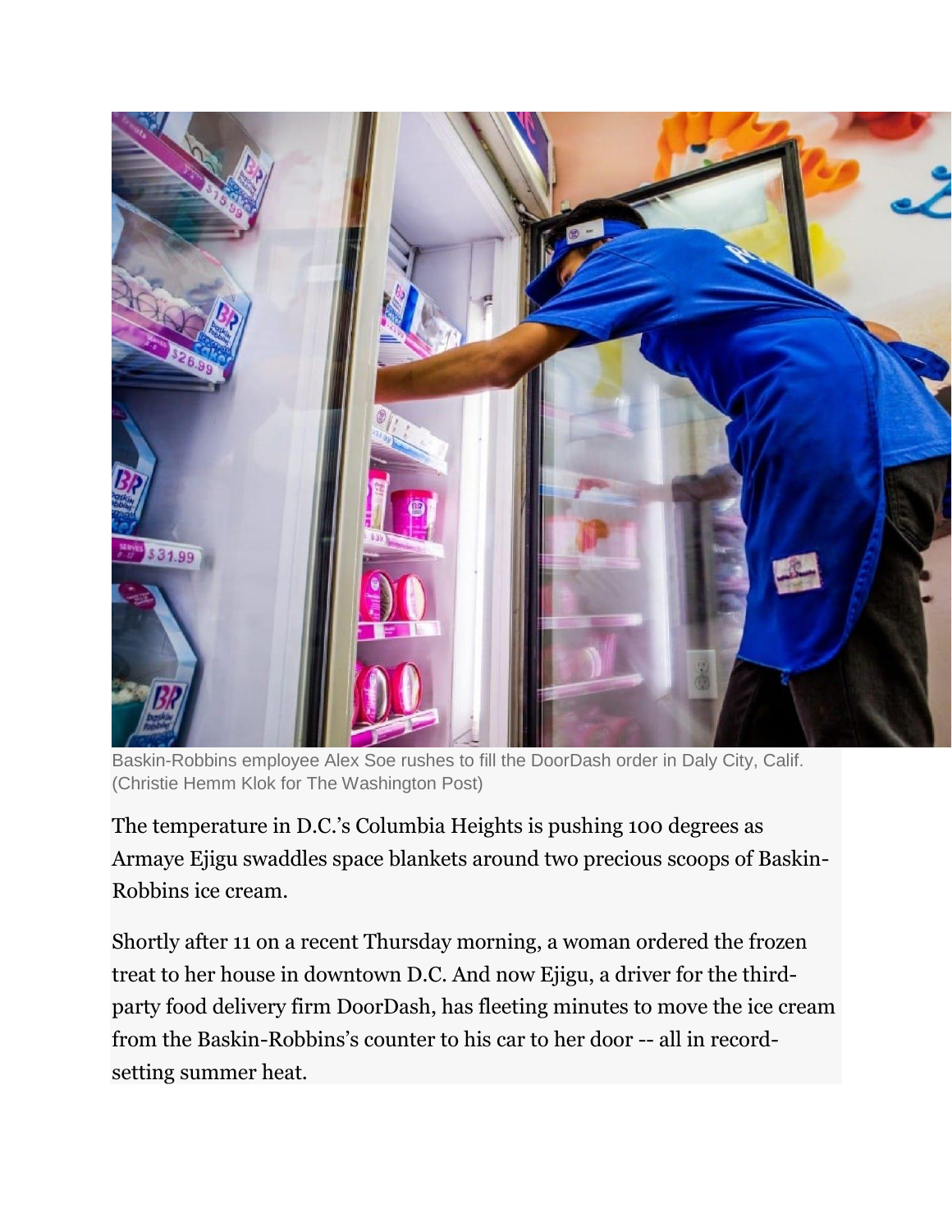Baskin-Robbins employee Alex Soe rushes to fill the DoorDash order in Daly City, Calif. (Christie Hemm Klok for The Washington Post)

The temperature in D.C.'s Columbia Heights is pushing 100 degrees as Armaye Ejigu swaddles space blankets around two precious scoops of Baskin-Robbins ice cream.

Shortly after 11 on a recent Thursday morning, a woman ordered the frozen treat to her house in downtown D.C. And now Ejigu, a driver for the third-party food delivery firm DoorDash, has fleeting minutes to move the ice cream from the Baskin-Robbins's counter to his car to her door -- all in record-setting summer heat.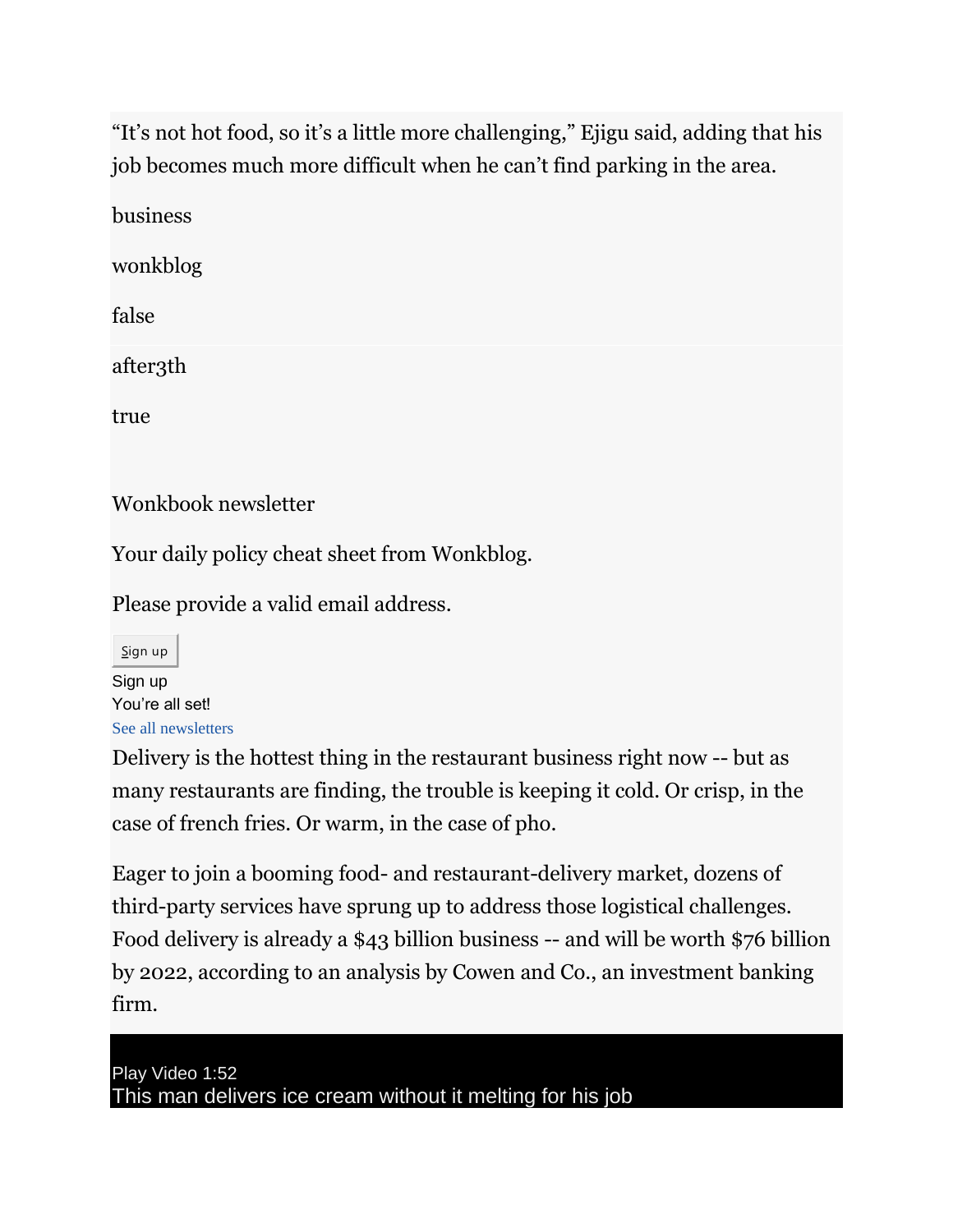“It’s not hot food, so it’s a little more challenging,” Ejigu said, adding that his job becomes much more difficult when he can’t find parking in the area.

business

wonkblog

false

after3th

true

Wonkbook newsletter

Your daily policy cheat sheet from Wonkblog.

Please provide a valid email address.

Sign up

Sign up

You’re all set!

See all newsletters

Delivery is the hottest thing in the restaurant business right now -- but as many restaurants are finding, the trouble is keeping it cold. Or crisp, in the case of french fries. Or warm, in the case of pho.

Eager to join a booming food- and restaurant-delivery market, dozens of third-party services have sprung up to address those logistical challenges. Food delivery is already a $43 billion business -- and will be worth $76 billion by 2022, according to an analysis by Cowen and Co., an investment banking firm.

Play Video 1:52

This man delivers ice cream without it melting for his job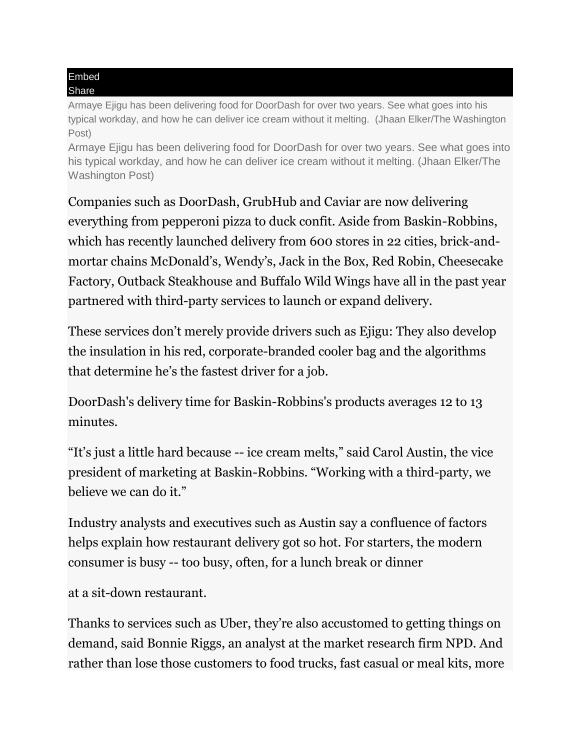Embed
Share

Armaye Ejigu has been delivering food for DoorDash for over two years. See what goes into his typical workday, and how he can deliver ice cream without it melting.  (Jhaan Elker/The Washington Post)

Armaye Ejigu has been delivering food for DoorDash for over two years. See what goes into his typical workday, and how he can deliver ice cream without it melting. (Jhaan Elker/The Washington Post)

Companies such as DoorDash, GrubHub and Caviar are now delivering everything from pepperoni pizza to duck confit. Aside from Baskin-Robbins, which has recently launched delivery from 600 stores in 22 cities, brick-and-mortar chains McDonald's, Wendy's, Jack in the Box, Red Robin, Cheesecake Factory, Outback Steakhouse and Buffalo Wild Wings have all in the past year partnered with third-party services to launch or expand delivery.

These services don't merely provide drivers such as Ejigu: They also develop the insulation in his red, corporate-branded cooler bag and the algorithms that determine he's the fastest driver for a job.

DoorDash's delivery time for Baskin-Robbins's products averages 12 to 13 minutes.

"It's just a little hard because -- ice cream melts," said Carol Austin, the vice president of marketing at Baskin-Robbins. "Working with a third-party, we believe we can do it."

Industry analysts and executives such as Austin say a confluence of factors helps explain how restaurant delivery got so hot. For starters, the modern consumer is busy -- too busy, often, for a lunch break or dinner at a sit-down restaurant.

Thanks to services such as Uber, they're also accustomed to getting things on demand, said Bonnie Riggs, an analyst at the market research firm NPD. And rather than lose those customers to food trucks, fast casual or meal kits, more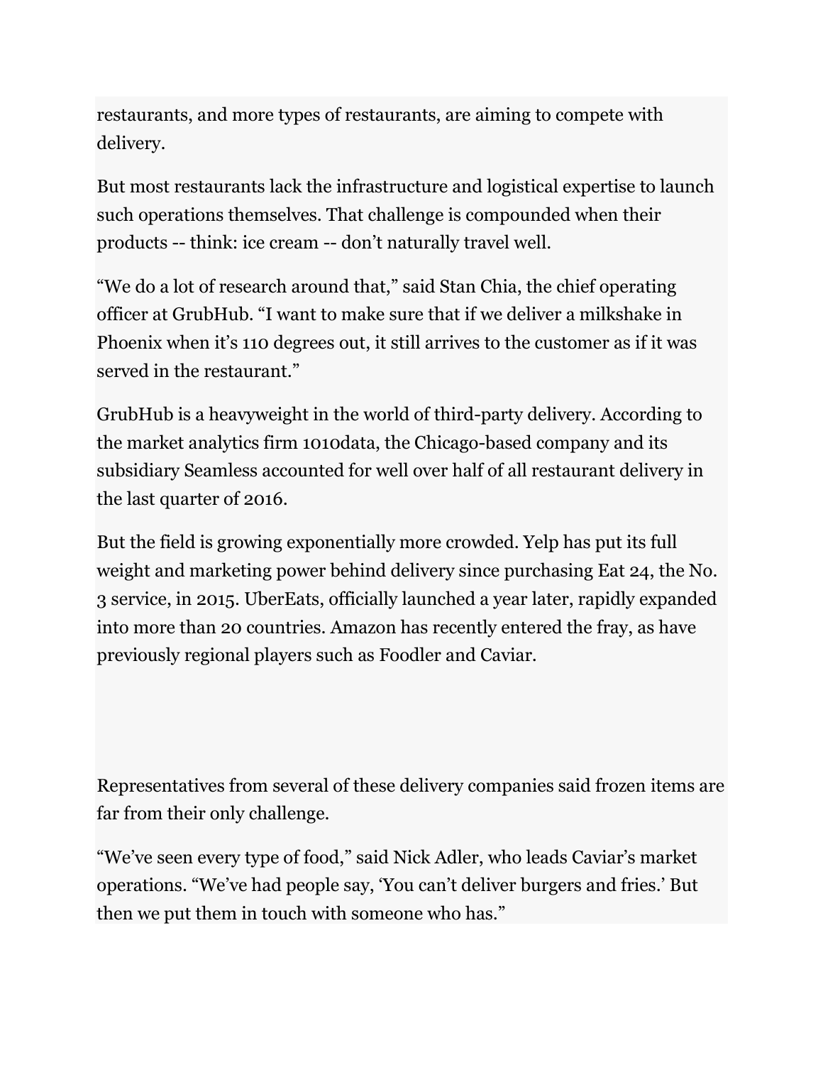restaurants, and more types of restaurants, are aiming to compete with delivery.

But most restaurants lack the infrastructure and logistical expertise to launch such operations themselves. That challenge is compounded when their products -- think: ice cream -- don't naturally travel well.

"We do a lot of research around that," said Stan Chia, the chief operating officer at GrubHub. "I want to make sure that if we deliver a milkshake in Phoenix when it's 110 degrees out, it still arrives to the customer as if it was served in the restaurant."

GrubHub is a heavyweight in the world of third-party delivery. According to the market analytics firm 1010data, the Chicago-based company and its subsidiary Seamless accounted for well over half of all restaurant delivery in the last quarter of 2016.

But the field is growing exponentially more crowded. Yelp has put its full weight and marketing power behind delivery since purchasing Eat 24, the No. 3 service, in 2015. UberEats, officially launched a year later, rapidly expanded into more than 20 countries. Amazon has recently entered the fray, as have previously regional players such as Foodler and Caviar.

Representatives from several of these delivery companies said frozen items are far from their only challenge.

"We've seen every type of food," said Nick Adler, who leads Caviar's market operations. "We've had people say, 'You can't deliver burgers and fries.' But then we put them in touch with someone who has."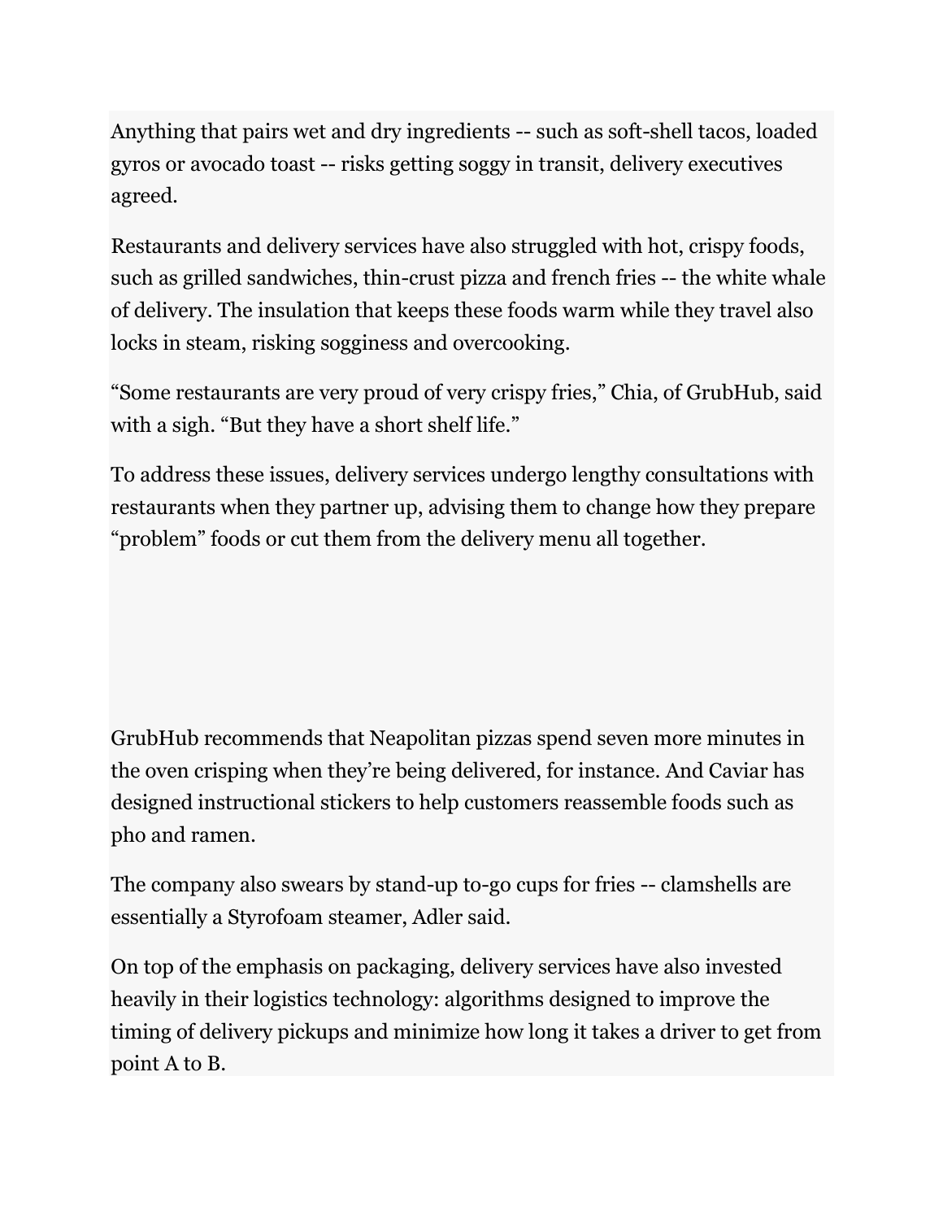Anything that pairs wet and dry ingredients -- such as soft-shell tacos, loaded gyros or avocado toast -- risks getting soggy in transit, delivery executives agreed.

Restaurants and delivery services have also struggled with hot, crispy foods, such as grilled sandwiches, thin-crust pizza and french fries -- the white whale of delivery. The insulation that keeps these foods warm while they travel also locks in steam, risking sogginess and overcooking.

“Some restaurants are very proud of very crispy fries,” Chia, of GrubHub, said with a sigh. “But they have a short shelf life.”

To address these issues, delivery services undergo lengthy consultations with restaurants when they partner up, advising them to change how they prepare “problem” foods or cut them from the delivery menu all together.

GrubHub recommends that Neapolitan pizzas spend seven more minutes in the oven crisping when they’re being delivered, for instance. And Caviar has designed instructional stickers to help customers reassemble foods such as pho and ramen.

The company also swears by stand-up to-go cups for fries -- clamshells are essentially a Styrofoam steamer, Adler said.

On top of the emphasis on packaging, delivery services have also invested heavily in their logistics technology: algorithms designed to improve the timing of delivery pickups and minimize how long it takes a driver to get from point A to B.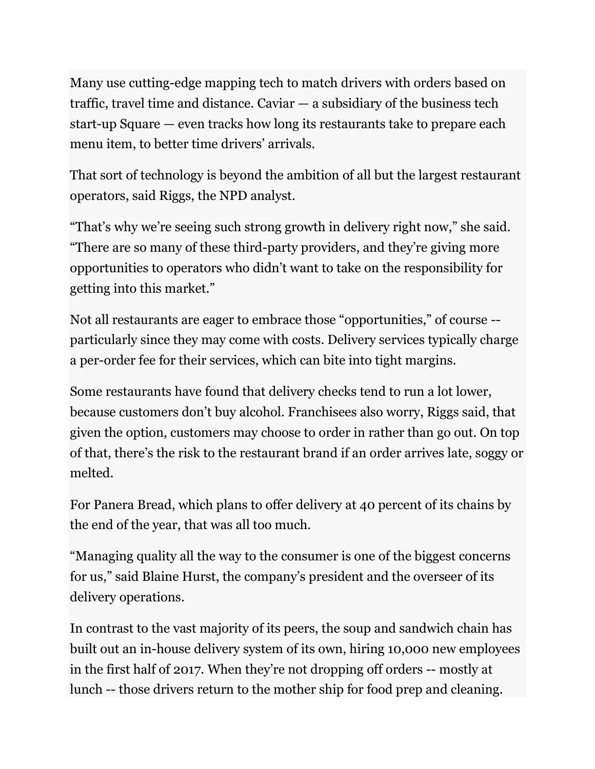Many use cutting-edge mapping tech to match drivers with orders based on traffic, travel time and distance. Caviar — a subsidiary of the business tech start-up Square — even tracks how long its restaurants take to prepare each menu item, to better time drivers' arrivals.

That sort of technology is beyond the ambition of all but the largest restaurant operators, said Riggs, the NPD analyst.

"That's why we're seeing such strong growth in delivery right now," she said. "There are so many of these third-party providers, and they're giving more opportunities to operators who didn't want to take on the responsibility for getting into this market."

Not all restaurants are eager to embrace those "opportunities," of course -- particularly since they may come with costs. Delivery services typically charge a per-order fee for their services, which can bite into tight margins.

Some restaurants have found that delivery checks tend to run a lot lower, because customers don't buy alcohol. Franchisees also worry, Riggs said, that given the option, customers may choose to order in rather than go out. On top of that, there's the risk to the restaurant brand if an order arrives late, soggy or melted.

For Panera Bread, which plans to offer delivery at 40 percent of its chains by the end of the year, that was all too much.

"Managing quality all the way to the consumer is one of the biggest concerns for us," said Blaine Hurst, the company's president and the overseer of its delivery operations.

In contrast to the vast majority of its peers, the soup and sandwich chain has built out an in-house delivery system of its own, hiring 10,000 new employees in the first half of 2017. When they're not dropping off orders -- mostly at lunch -- those drivers return to the mother ship for food prep and cleaning.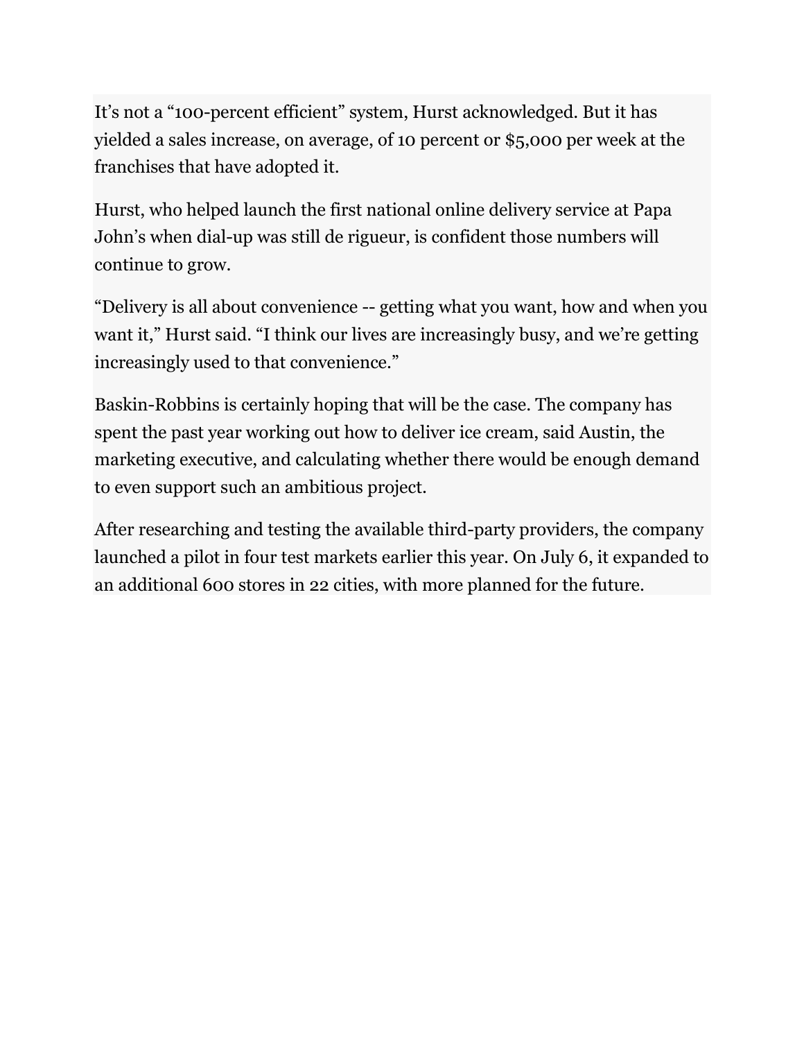It’s not a “100-percent efficient” system, Hurst acknowledged. But it has yielded a sales increase, on average, of 10 percent or $5,000 per week at the franchises that have adopted it.

Hurst, who helped launch the first national online delivery service at Papa John’s when dial-up was still de rigueur, is confident those numbers will continue to grow.

“Delivery is all about convenience -- getting what you want, how and when you want it,” Hurst said. “I think our lives are increasingly busy, and we’re getting increasingly used to that convenience.”

Baskin-Robbins is certainly hoping that will be the case. The company has spent the past year working out how to deliver ice cream, said Austin, the marketing executive, and calculating whether there would be enough demand to even support such an ambitious project.

After researching and testing the available third-party providers, the company launched a pilot in four test markets earlier this year. On July 6, it expanded to an additional 600 stores in 22 cities, with more planned for the future.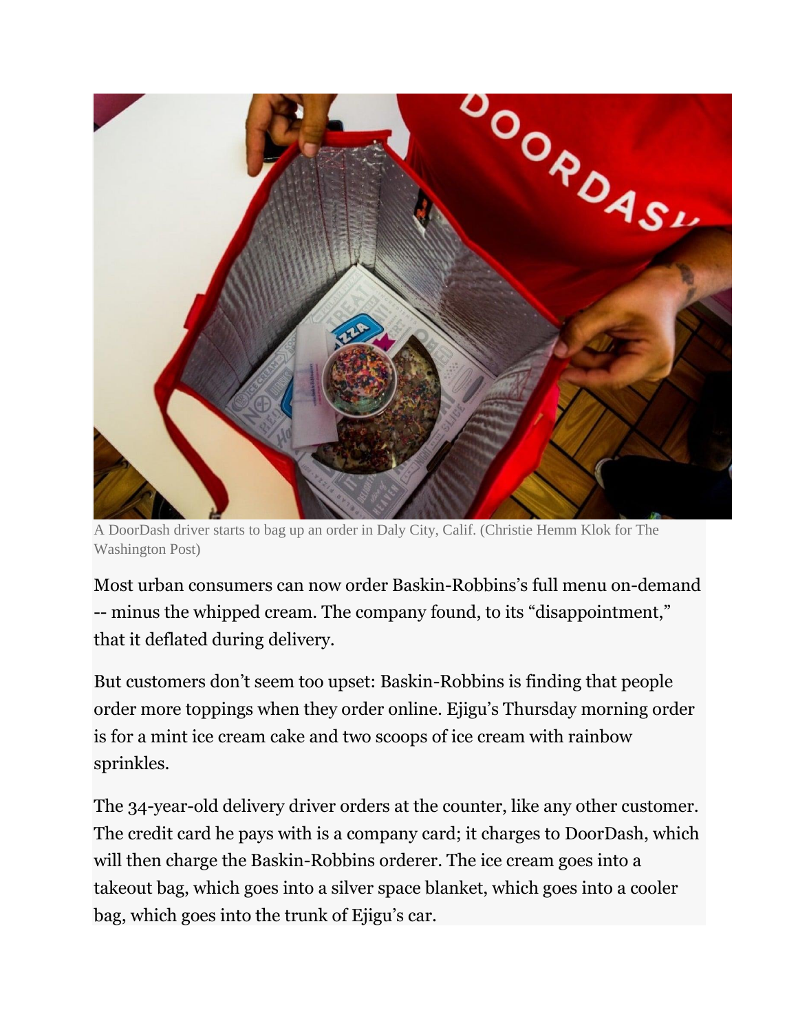A DoorDash driver starts to bag up an order in Daly City, Calif. (Christie Hemm Klok for The Washington Post)

Most urban consumers can now order Baskin-Robbins's full menu on-demand -- minus the whipped cream. The company found, to its "disappointment," that it deflated during delivery.

But customers don't seem too upset: Baskin-Robbins is finding that people order more toppings when they order online. Ejigu's Thursday morning order is for a mint ice cream cake and two scoops of ice cream with rainbow sprinkles.

The 34-year-old delivery driver orders at the counter, like any other customer. The credit card he pays with is a company card; it charges to DoorDash, which will then charge the Baskin-Robbins orderer. The ice cream goes into a takeout bag, which goes into a silver space blanket, which goes into a cooler bag, which goes into the trunk of Ejigu's car.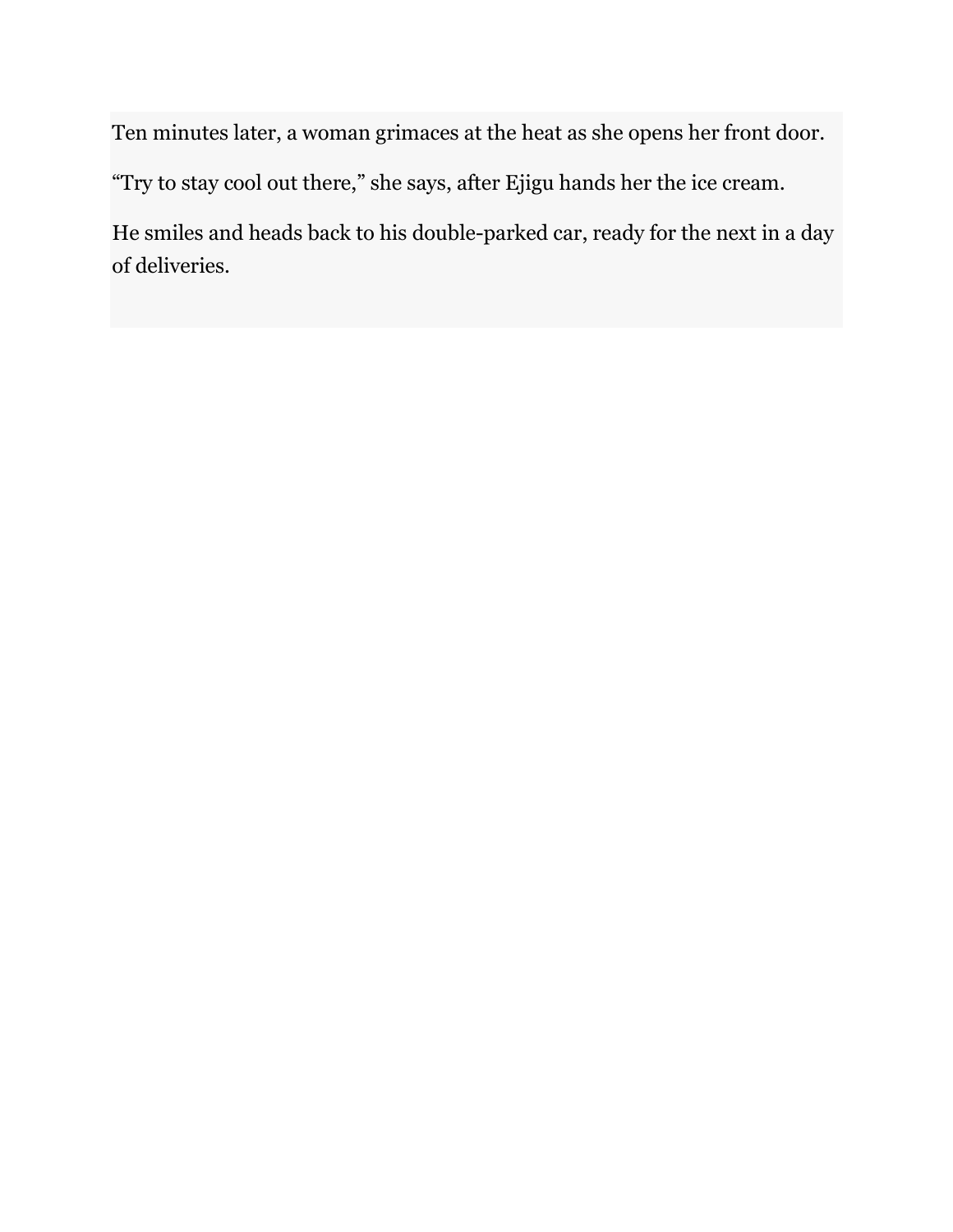Ten minutes later, a woman grimaces at the heat as she opens her front door.

“Try to stay cool out there,” she says, after Ejigu hands her the ice cream.

He smiles and heads back to his double-parked car, ready for the next in a day of deliveries.